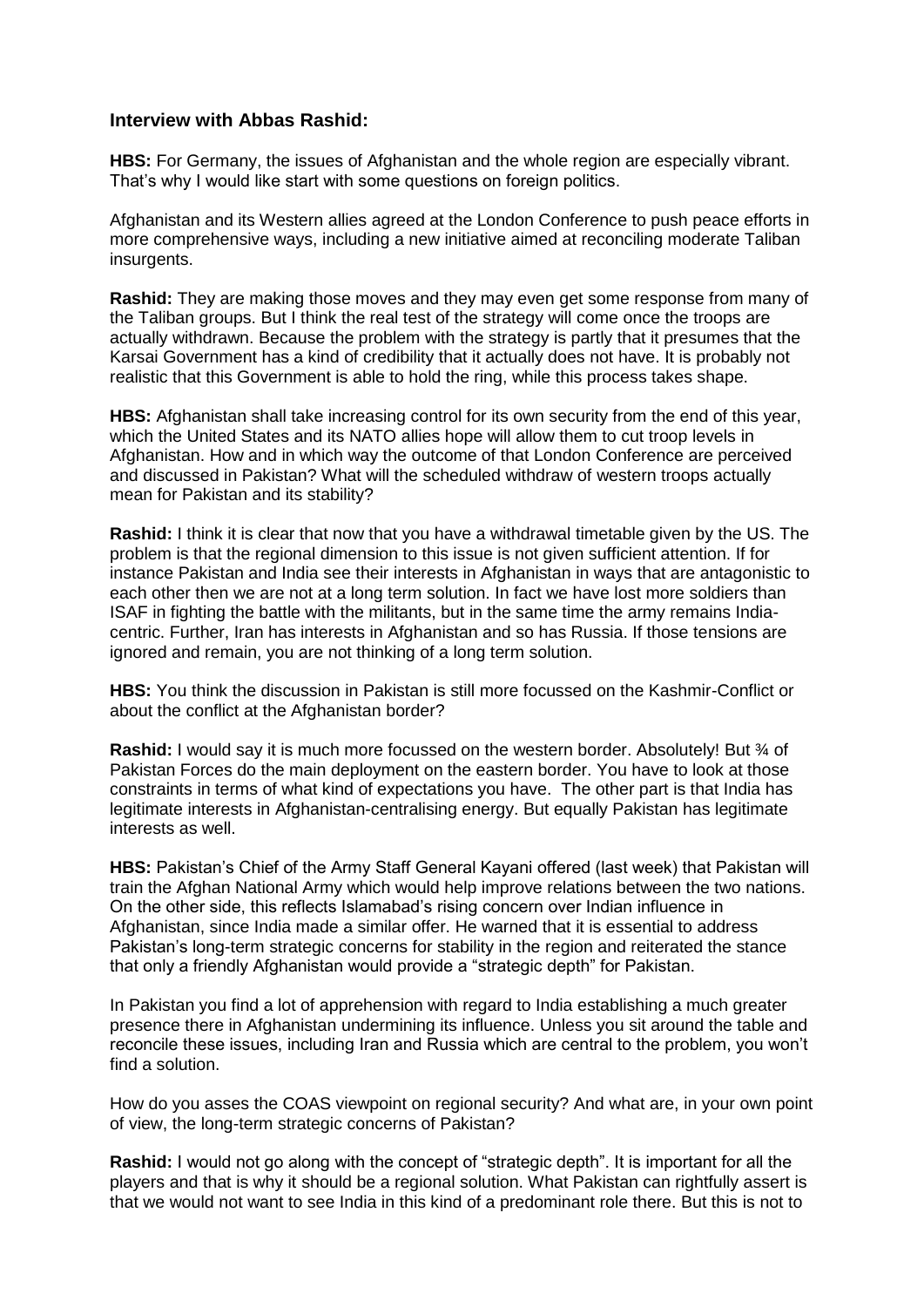### Interview with Abbas Rashid:

**HBS:** For Germany, the issues of Afghanistan and the whole region are especially vibrant. That's why I would like start with some questions on foreign politics.

Afghanistan and its Western allies agreed at the London Conference to push peace efforts in more comprehensive ways, including a new initiative aimed at reconciling moderate Taliban insurgents.

**Rashid:** They are making those moves and they may even get some response from many of the Taliban groups. But I think the real test of the strategy will come once the troops are actually withdrawn. Because the problem with the strategy is partly that it presumes that the Karsai Government has a kind of credibility that it actually does not have. It is probably not realistic that this Government is able to hold the ring, while this process takes shape.

**HBS:** Afghanistan shall take increasing control for its own security from the end of this year, which the United States and its NATO allies hope will allow them to cut troop levels in Afghanistan. How and in which way the outcome of that London Conference are perceived and discussed in Pakistan? What will the scheduled withdraw of western troops actually mean for Pakistan and its stability?

**Rashid:** I think it is clear that now that you have a withdrawal timetable given by the US. The problem is that the regional dimension to this issue is not given sufficient attention. If for instance Pakistan and India see their interests in Afghanistan in ways that are antagonistic to each other then we are not at a long term solution. In fact we have lost more soldiers than ISAF in fighting the battle with the militants, but in the same time the army remains India-centric. Further, Iran has interests in Afghanistan and so has Russia. If those tensions are ignored and remain, you are not thinking of a long term solution.

**HBS:** You think the discussion in Pakistan is still more focussed on the Kashmir-Conflict or about the conflict at the Afghanistan border?

**Rashid:** I would say it is much more focussed on the western border. Absolutely! But ¾ of Pakistan Forces do the main deployment on the eastern border. You have to look at those constraints in terms of what kind of expectations you have. The other part is that India has legitimate interests in Afghanistan-centralising energy. But equally Pakistan has legitimate interests as well.

**HBS:** Pakistan's Chief of the Army Staff General Kayani offered (last week) that Pakistan will train the Afghan National Army which would help improve relations between the two nations. On the other side, this reflects Islamabad's rising concern over Indian influence in Afghanistan, since India made a similar offer. He warned that it is essential to address Pakistan's long-term strategic concerns for stability in the region and reiterated the stance that only a friendly Afghanistan would provide a "strategic depth" for Pakistan.

In Pakistan you find a lot of apprehension with regard to India establishing a much greater presence there in Afghanistan undermining its influence. Unless you sit around the table and reconcile these issues, including Iran and Russia which are central to the problem, you won't find a solution.

How do you asses the COAS viewpoint on regional security? And what are, in your own point of view, the long-term strategic concerns of Pakistan?

**Rashid:** I would not go along with the concept of "strategic depth". It is important for all the players and that is why it should be a regional solution. What Pakistan can rightfully assert is that we would not want to see India in this kind of a predominant role there. But this is not to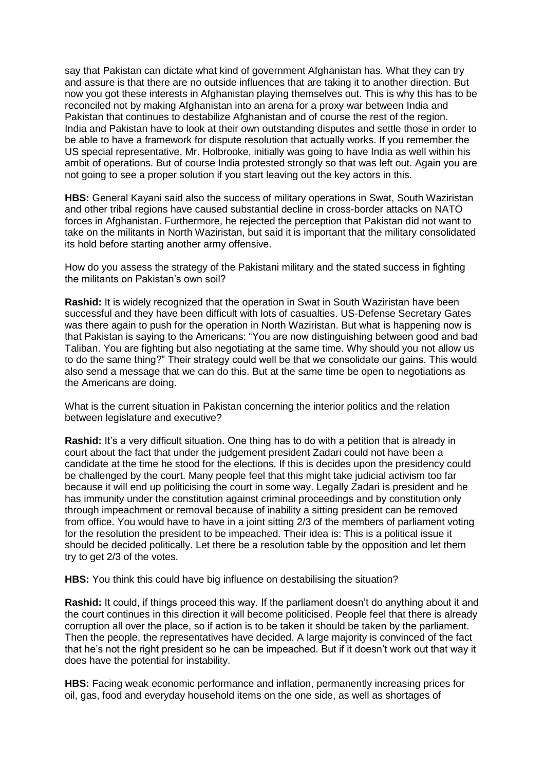say that Pakistan can dictate what kind of government Afghanistan has. What they can try and assure is that there are no outside influences that are taking it to another direction. But now you got these interests in Afghanistan playing themselves out. This is why this has to be reconciled not by making Afghanistan into an arena for a proxy war between India and Pakistan that continues to destabilize Afghanistan and of course the rest of the region. India and Pakistan have to look at their own outstanding disputes and settle those in order to be able to have a framework for dispute resolution that actually works. If you remember the US special representative, Mr. Holbrooke, initially was going to have India as well within his ambit of operations. But of course India protested strongly so that was left out. Again you are not going to see a proper solution if you start leaving out the key actors in this.

**HBS:** General Kayani said also the success of military operations in Swat, South Waziristan and other tribal regions have caused substantial decline in cross-border attacks on NATO forces in Afghanistan. Furthermore, he rejected the perception that Pakistan did not want to take on the militants in North Waziristan, but said it is important that the military consolidated its hold before starting another army offensive.

How do you assess the strategy of the Pakistani military and the stated success in fighting the militants on Pakistan's own soil?

**Rashid:** It is widely recognized that the operation in Swat in South Waziristan have been successful and they have been difficult with lots of casualties. US-Defense Secretary Gates was there again to push for the operation in North Waziristan. But what is happening now is that Pakistan is saying to the Americans: "You are now distinguishing between good and bad Taliban. You are fighting but also negotiating at the same time. Why should you not allow us to do the same thing?" Their strategy could well be that we consolidate our gains. This would also send a message that we can do this. But at the same time be open to negotiations as the Americans are doing.

What is the current situation in Pakistan concerning the interior politics and the relation between legislature and executive?

**Rashid:** It's a very difficult situation. One thing has to do with a petition that is already in court about the fact that under the judgement president Zadari could not have been a candidate at the time he stood for the elections. If this is decides upon the presidency could be challenged by the court. Many people feel that this might take judicial activism too far because it will end up politicising the court in some way. Legally Zadari is president and he has immunity under the constitution against criminal proceedings and by constitution only through impeachment or removal because of inability a sitting president can be removed from office. You would have to have in a joint sitting 2/3 of the members of parliament voting for the resolution the president to be impeached. Their idea is: This is a political issue it should be decided politically. Let there be a resolution table by the opposition and let them try to get 2/3 of the votes.

**HBS:** You think this could have big influence on destabilising the situation?

**Rashid:** It could, if things proceed this way. If the parliament doesn't do anything about it and the court continues in this direction it will become politicised. People feel that there is already corruption all over the place, so if action is to be taken it should be taken by the parliament. Then the people, the representatives have decided. A large majority is convinced of the fact that he's not the right president so he can be impeached. But if it doesn't work out that way it does have the potential for instability.

**HBS:** Facing weak economic performance and inflation, permanently increasing prices for oil, gas, food and everyday household items on the one side, as well as shortages of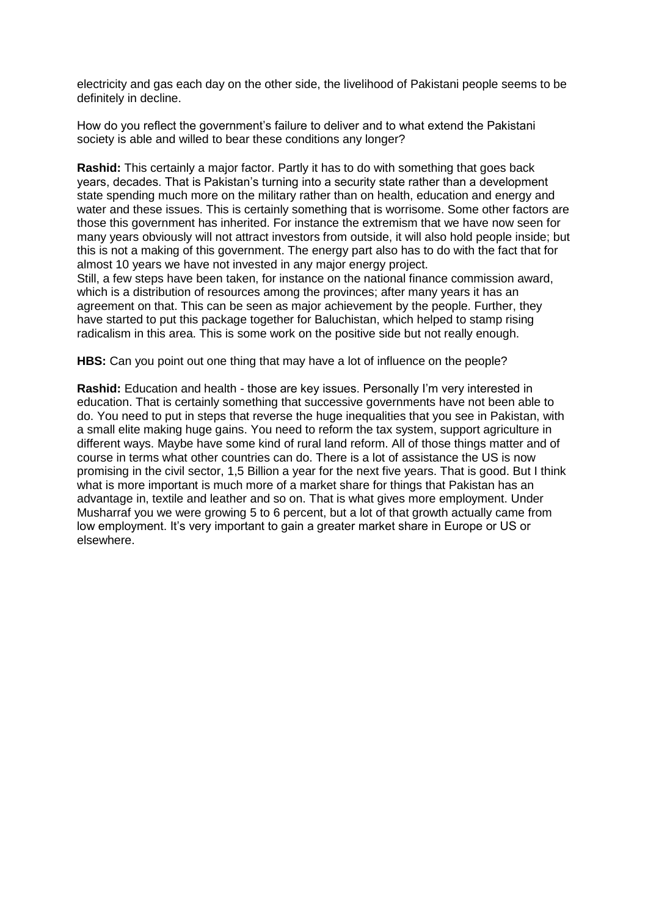electricity and gas each day on the other side, the livelihood of Pakistani people seems to be definitely in decline.

How do you reflect the government's failure to deliver and to what extend the Pakistani society is able and willed to bear these conditions any longer?

**Rashid:** This certainly a major factor. Partly it has to do with something that goes back years, decades. That is Pakistan's turning into a security state rather than a development state spending much more on the military rather than on health, education and energy and water and these issues. This is certainly something that is worrisome. Some other factors are those this government has inherited. For instance the extremism that we have now seen for many years obviously will not attract investors from outside, it will also hold people inside; but this is not a making of this government. The energy part also has to do with the fact that for almost 10 years we have not invested in any major energy project.
Still, a few steps have been taken, for instance on the national finance commission award, which is a distribution of resources among the provinces; after many years it has an agreement on that. This can be seen as major achievement by the people. Further, they have started to put this package together for Baluchistan, which helped to stamp rising radicalism in this area. This is some work on the positive side but not really enough.

**HBS:** Can you point out one thing that may have a lot of influence on the people?

**Rashid:** Education and health - those are key issues. Personally I'm very interested in education. That is certainly something that successive governments have not been able to do. You need to put in steps that reverse the huge inequalities that you see in Pakistan, with a small elite making huge gains. You need to reform the tax system, support agriculture in different ways. Maybe have some kind of rural land reform. All of those things matter and of course in terms what other countries can do. There is a lot of assistance the US is now promising in the civil sector, 1,5 Billion a year for the next five years. That is good. But I think what is more important is much more of a market share for things that Pakistan has an advantage in, textile and leather and so on. That is what gives more employment. Under Musharraf you we were growing 5 to 6 percent, but a lot of that growth actually came from low employment. It's very important to gain a greater market share in Europe or US or elsewhere.